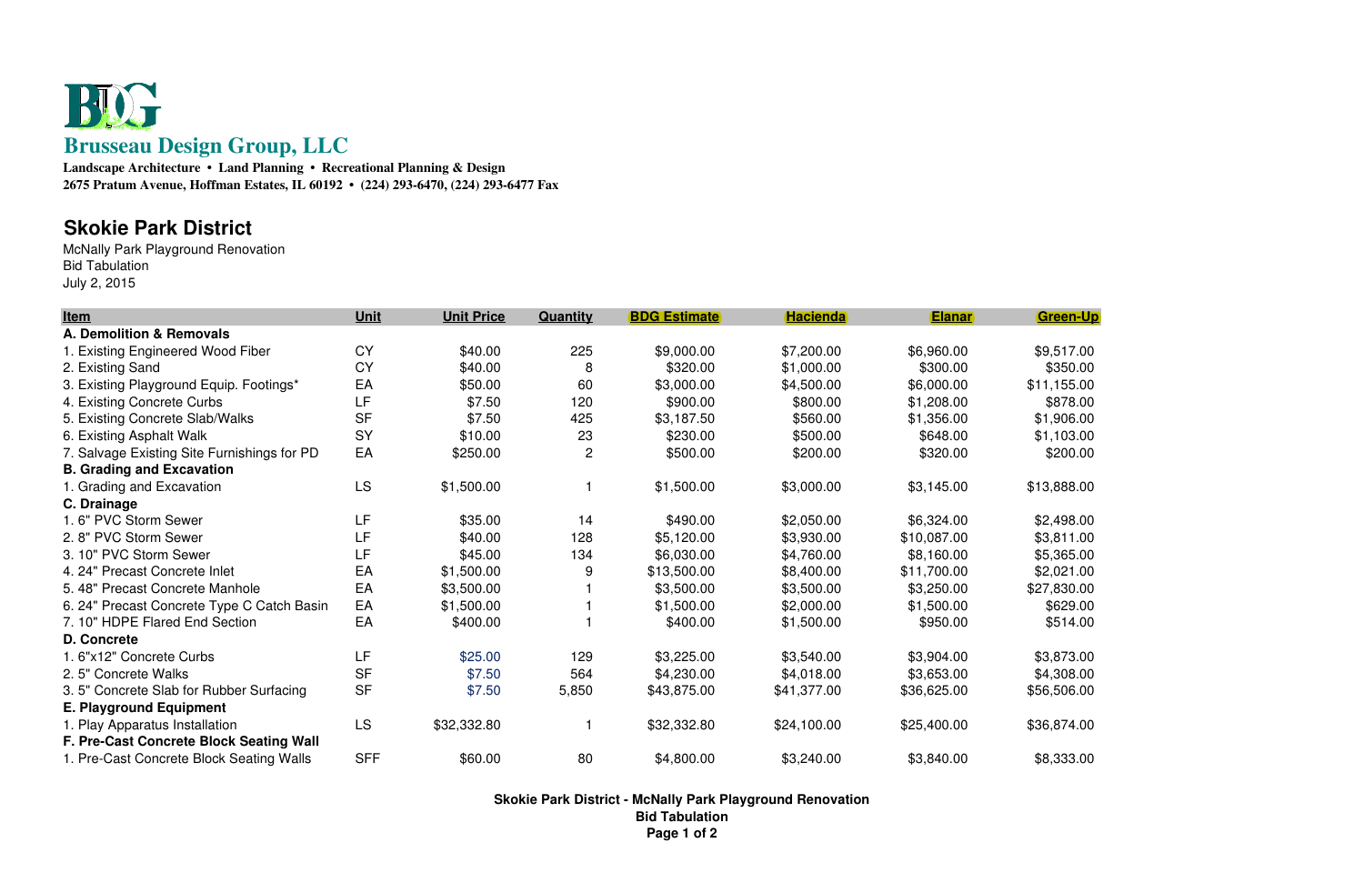**Brusseau Design Group, LLC**

**Landscape Architecture • Land Planning • Recreational Planning & Design**
**2675 Pratum Avenue, Hoffman Estates, IL 60192 • (224) 293-6470, (224) 293-6477 Fax**

## Skokie Park District

McNally Park Playground Renovation
Bid Tabulation
July 2, 2015

| Item | Unit | Unit Price | Quantity | BDG Estimate | Hacienda | Elanar | Green-Up |
|---|---|---|---|---|---|---|---|
| **A. Demolition & Removals** | | | | | | | |
| 1. Existing Engineered Wood Fiber | CY | $40.00 | 225 | $9,000.00 | $7,200.00 | $6,960.00 | $9,517.00 |
| 2. Existing Sand | CY | $40.00 | 8 | $320.00 | $1,000.00 | $300.00 | $350.00 |
| 3. Existing Playground Equip. Footings* | EA | $50.00 | 60 | $3,000.00 | $4,500.00 | $6,000.00 | $11,155.00 |
| 4. Existing Concrete Curbs | LF | $7.50 | 120 | $900.00 | $800.00 | $1,208.00 | $878.00 |
| 5. Existing Concrete Slab/Walks | SF | $7.50 | 425 | $3,187.50 | $560.00 | $1,356.00 | $1,906.00 |
| 6. Existing Asphalt Walk | SY | $10.00 | 23 | $230.00 | $500.00 | $648.00 | $1,103.00 |
| 7. Salvage Existing Site Furnishings for PD | EA | $250.00 | 2 | $500.00 | $200.00 | $320.00 | $200.00 |
| **B. Grading and Excavation** | | | | | | | |
| 1. Grading and Excavation | LS | $1,500.00 | 1 | $1,500.00 | $3,000.00 | $3,145.00 | $13,888.00 |
| **C. Drainage** | | | | | | | |
| 1. 6" PVC Storm Sewer | LF | $35.00 | 14 | $490.00 | $2,050.00 | $6,324.00 | $2,498.00 |
| 2. 8" PVC Storm Sewer | LF | $40.00 | 128 | $5,120.00 | $3,930.00 | $10,087.00 | $3,811.00 |
| 3. 10" PVC Storm Sewer | LF | $45.00 | 134 | $6,030.00 | $4,760.00 | $8,160.00 | $5,365.00 |
| 4. 24" Precast Concrete Inlet | EA | $1,500.00 | 9 | $13,500.00 | $8,400.00 | $11,700.00 | $2,021.00 |
| 5. 48" Precast Concrete Manhole | EA | $3,500.00 | 1 | $3,500.00 | $3,500.00 | $3,250.00 | $27,830.00 |
| 6. 24" Precast Concrete Type C Catch Basin | EA | $1,500.00 | 1 | $1,500.00 | $2,000.00 | $1,500.00 | $629.00 |
| 7. 10" HDPE Flared End Section | EA | $400.00 | 1 | $400.00 | $1,500.00 | $950.00 | $514.00 |
| **D. Concrete** | | | | | | | |
| 1. 6"x12" Concrete Curbs | LF | $25.00 | 129 | $3,225.00 | $3,540.00 | $3,904.00 | $3,873.00 |
| 2. 5" Concrete Walks | SF | $7.50 | 564 | $4,230.00 | $4,018.00 | $3,653.00 | $4,308.00 |
| 3. 5" Concrete Slab for Rubber Surfacing | SF | $7.50 | 5,850 | $43,875.00 | $41,377.00 | $36,625.00 | $56,506.00 |
| **E. Playground Equipment** | | | | | | | |
| 1. Play Apparatus Installation | LS | $32,332.80 | 1 | $32,332.80 | $24,100.00 | $25,400.00 | $36,874.00 |
| **F. Pre-Cast Concrete Block Seating Wall** | | | | | | | |
| 1. Pre-Cast Concrete Block Seating Walls | SFF | $60.00 | 80 | $4,800.00 | $3,240.00 | $3,840.00 | $8,333.00 |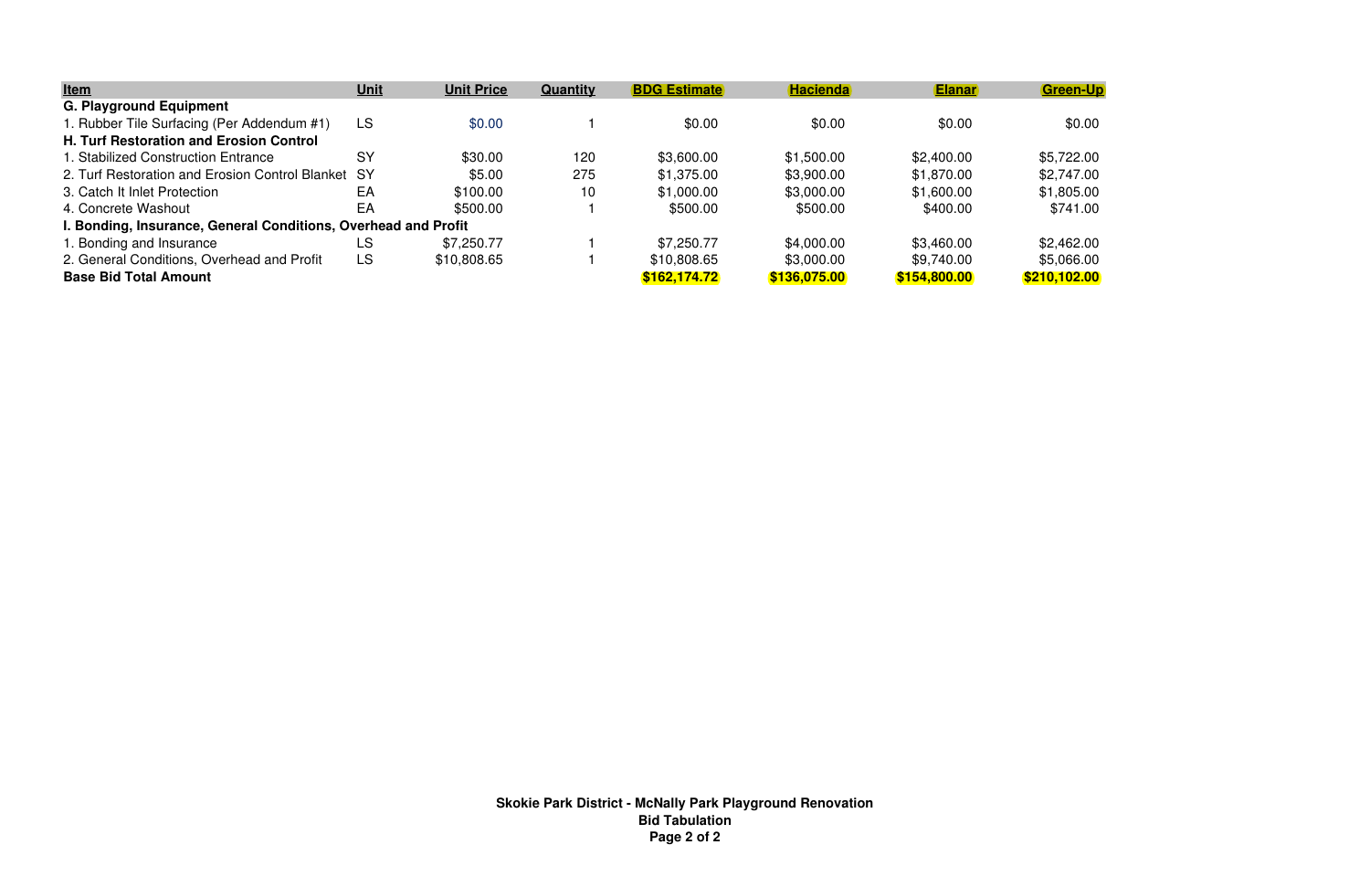| Item | Unit | Unit Price | Quantity | BDG Estimate | Hacienda | Elanar | Green-Up |
|---|---|---|---|---|---|---|---|
| **G. Playground Equipment** | | | | | | | |
| 1. Rubber Tile Surfacing (Per Addendum #1) | LS | $0.00 | 1 | $0.00 | $0.00 | $0.00 | $0.00 |
| **H. Turf Restoration and Erosion Control** | | | | | | | |
| 1. Stabilized Construction Entrance | SY | $30.00 | 120 | $3,600.00 | $1,500.00 | $2,400.00 | $5,722.00 |
| 2. Turf Restoration and Erosion Control Blanket | SY | $5.00 | 275 | $1,375.00 | $3,900.00 | $1,870.00 | $2,747.00 |
| 3. Catch It Inlet Protection | EA | $100.00 | 10 | $1,000.00 | $3,000.00 | $1,600.00 | $1,805.00 |
| 4. Concrete Washout | EA | $500.00 | 1 | $500.00 | $500.00 | $400.00 | $741.00 |
| **I. Bonding, Insurance, General Conditions, Overhead and Profit** | | | | | | | |
| 1. Bonding and Insurance | LS | $7,250.77 | 1 | $7,250.77 | $4,000.00 | $3,460.00 | $2,462.00 |
| 2. General Conditions, Overhead and Profit | LS | $10,808.65 | 1 | $10,808.65 | $3,000.00 | $9,740.00 | $5,066.00 |
| **Base Bid Total Amount** | | | | **$162,174.72** | **$136,075.00** | **$154,800.00** | **$210,102.00** |

**Skokie Park District - McNally Park Playground Renovation**
**Bid Tabulation**